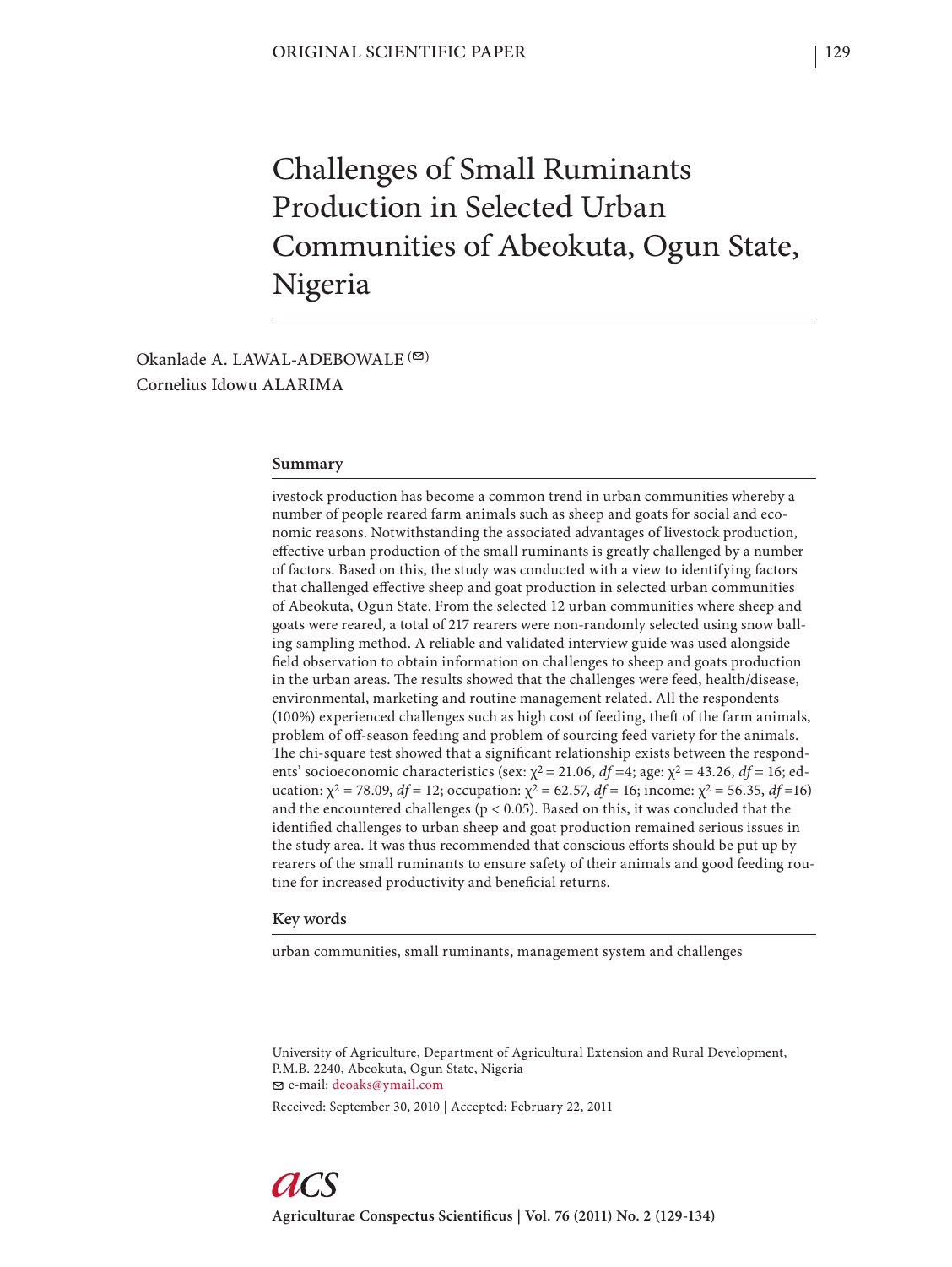ORIGINAL SCIENTIFIC PAPER

# Challenges of Small Ruminants Production in Selected Urban Communities of Abeokuta, Ogun State, Nigeria

Okanlade A. LAWAL-ADEBOWALE (✉)
Cornelius Idowu ALARIMA

## Summary

ivestock production has become a common trend in urban communities whereby a number of people reared farm animals such as sheep and goats for social and economic reasons. Notwithstanding the associated advantages of livestock production, effective urban production of the small ruminants is greatly challenged by a number of factors. Based on this, the study was conducted with a view to identifying factors that challenged effective sheep and goat production in selected urban communities of Abeokuta, Ogun State. From the selected 12 urban communities where sheep and goats were reared, a total of 217 rearers were non-randomly selected using snow balling sampling method. A reliable and validated interview guide was used alongside field observation to obtain information on challenges to sheep and goats production in the urban areas. The results showed that the challenges were feed, health/disease, environmental, marketing and routine management related. All the respondents (100%) experienced challenges such as high cost of feeding, theft of the farm animals, problem of off-season feeding and problem of sourcing feed variety for the animals. The chi-square test showed that a significant relationship exists between the respondents' socioeconomic characteristics (sex: $\chi^2 = 21.06$, $df = 4$; age: $\chi^2 = 43.26$, $df = 16$; education: $\chi^2 = 78.09$, $df = 12$; occupation: $\chi^2 = 62.57$, $df = 16$; income: $\chi^2 = 56.35$, $df = 16$) and the encountered challenges ($p < 0.05$). Based on this, it was concluded that the identified challenges to urban sheep and goat production remained serious issues in the study area. It was thus recommended that conscious efforts should be put up by rearers of the small ruminants to ensure safety of their animals and good feeding routine for increased productivity and beneficial returns.

## Key words

urban communities, small ruminants, management system and challenges

University of Agriculture, Department of Agricultural Extension and Rural Development, P.M.B. 2240, Abeokuta, Ogun State, Nigeria
✉ e-mail: deoaks@ymail.com

Received: September 30, 2010 | Accepted: February 22, 2011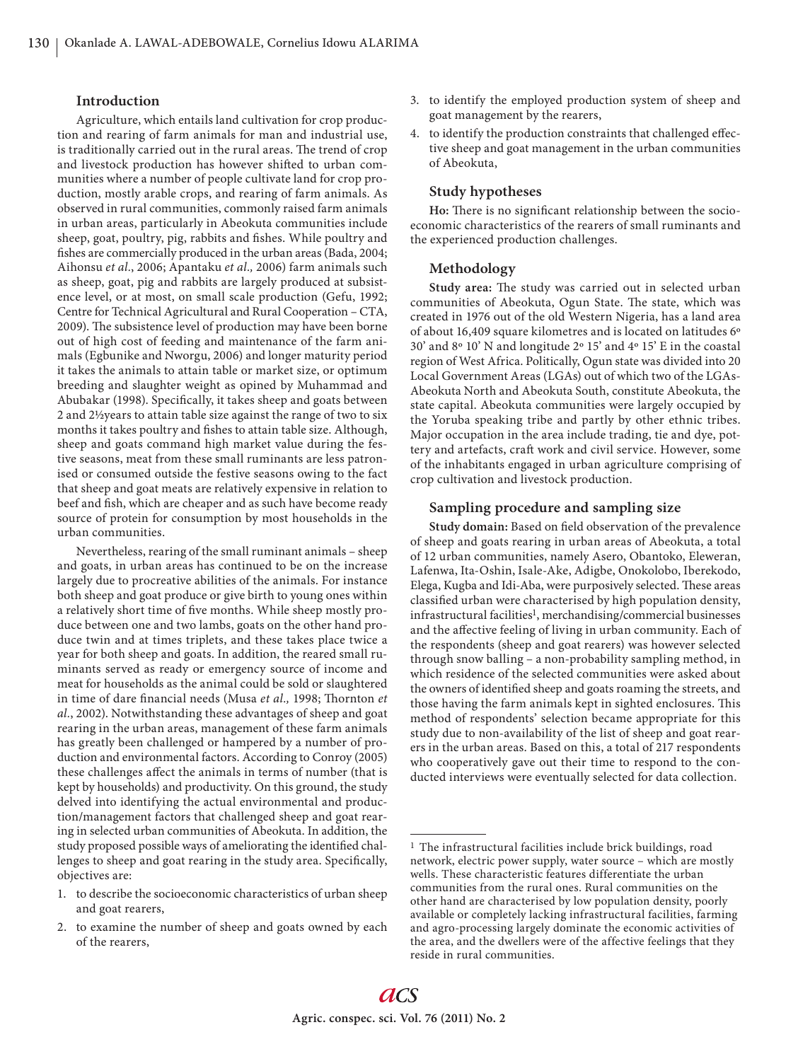### Introduction

Agriculture, which entails land cultivation for crop production and rearing of farm animals for man and industrial use, is traditionally carried out in the rural areas. The trend of crop and livestock production has however shifted to urban communities where a number of people cultivate land for crop production, mostly arable crops, and rearing of farm animals. As observed in rural communities, commonly raised farm animals in urban areas, particularly in Abeokuta communities include sheep, goat, poultry, pig, rabbits and fishes. While poultry and fishes are commercially produced in the urban areas (Bada, 2004; Aihonsu *et al*., 2006; Apantaku *et al.,* 2006) farm animals such as sheep, goat, pig and rabbits are largely produced at subsistence level, or at most, on small scale production (Gefu, 1992; Centre for Technical Agricultural and Rural Cooperation – CTA, 2009). The subsistence level of production may have been borne out of high cost of feeding and maintenance of the farm animals (Egbunike and Nworgu, 2006) and longer maturity period it takes the animals to attain table or market size, or optimum breeding and slaughter weight as opined by Muhammad and Abubakar (1998). Specifically, it takes sheep and goats between 2 and 2½years to attain table size against the range of two to six months it takes poultry and fishes to attain table size. Although, sheep and goats command high market value during the festive seasons, meat from these small ruminants are less patronised or consumed outside the festive seasons owing to the fact that sheep and goat meats are relatively expensive in relation to beef and fish, which are cheaper and as such have become ready source of protein for consumption by most households in the urban communities.

Nevertheless, rearing of the small ruminant animals – sheep and goats, in urban areas has continued to be on the increase largely due to procreative abilities of the animals. For instance both sheep and goat produce or give birth to young ones within a relatively short time of five months. While sheep mostly produce between one and two lambs, goats on the other hand produce twin and at times triplets, and these takes place twice a year for both sheep and goats. In addition, the reared small ruminants served as ready or emergency source of income and meat for households as the animal could be sold or slaughtered in time of dare financial needs (Musa *et al.,* 1998; Thornton *et al.*, 2002). Notwithstanding these advantages of sheep and goat rearing in the urban areas, management of these farm animals has greatly been challenged or hampered by a number of production and environmental factors. According to Conroy (2005) these challenges affect the animals in terms of number (that is kept by households) and productivity. On this ground, the study delved into identifying the actual environmental and production/management factors that challenged sheep and goat rearing in selected urban communities of Abeokuta. In addition, the study proposed possible ways of ameliorating the identified challenges to sheep and goat rearing in the study area. Specifically, objectives are:

1. to describe the socioeconomic characteristics of urban sheep and goat rearers,
2. to examine the number of sheep and goats owned by each of the rearers,
3. to identify the employed production system of sheep and goat management by the rearers,
4. to identify the production constraints that challenged effective sheep and goat management in the urban communities of Abeokuta,

### Study hypotheses

**Ho:** There is no significant relationship between the socioeconomic characteristics of the rearers of small ruminants and the experienced production challenges.

### Methodology

**Study area:** The study was carried out in selected urban communities of Abeokuta, Ogun State. The state, which was created in 1976 out of the old Western Nigeria, has a land area of about 16,409 square kilometres and is located on latitudes 6º 30' and 8º 10' N and longitude 2º 15' and 4º 15' E in the coastal region of West Africa. Politically, Ogun state was divided into 20 Local Government Areas (LGAs) out of which two of the LGAs-Abeokuta North and Abeokuta South, constitute Abeokuta, the state capital. Abeokuta communities were largely occupied by the Yoruba speaking tribe and partly by other ethnic tribes. Major occupation in the area include trading, tie and dye, pottery and artefacts, craft work and civil service. However, some of the inhabitants engaged in urban agriculture comprising of crop cultivation and livestock production.

### Sampling procedure and sampling size

**Study domain:** Based on field observation of the prevalence of sheep and goats rearing in urban areas of Abeokuta, a total of 12 urban communities, namely Asero, Obantoko, Eleweran, Lafenwa, Ita-Oshin, Isale-Ake, Adigbe, Onokolobo, Iberekodo, Elega, Kugba and Idi-Aba, were purposively selected. These areas classified urban were characterised by high population density, infrastructural facilities[1], merchandising/commercial businesses and the affective feeling of living in urban community. Each of the respondents (sheep and goat rearers) was however selected through snow balling – a non-probability sampling method, in which residence of the selected communities were asked about the owners of identified sheep and goats roaming the streets, and those having the farm animals kept in sighted enclosures. This method of respondents' selection became appropriate for this study due to non-availability of the list of sheep and goat rearers in the urban areas. Based on this, a total of 217 respondents who cooperatively gave out their time to respond to the conducted interviews were eventually selected for data collection.

---

[1] The infrastructural facilities include brick buildings, road network, electric power supply, water source – which are mostly wells. These characteristic features differentiate the urban communities from the rural ones. Rural communities on the other hand are characterised by low population density, poorly available or completely lacking infrastructural facilities, farming and agro-processing largely dominate the economic activities of the area, and the dwellers were of the affective feelings that they reside in rural communities.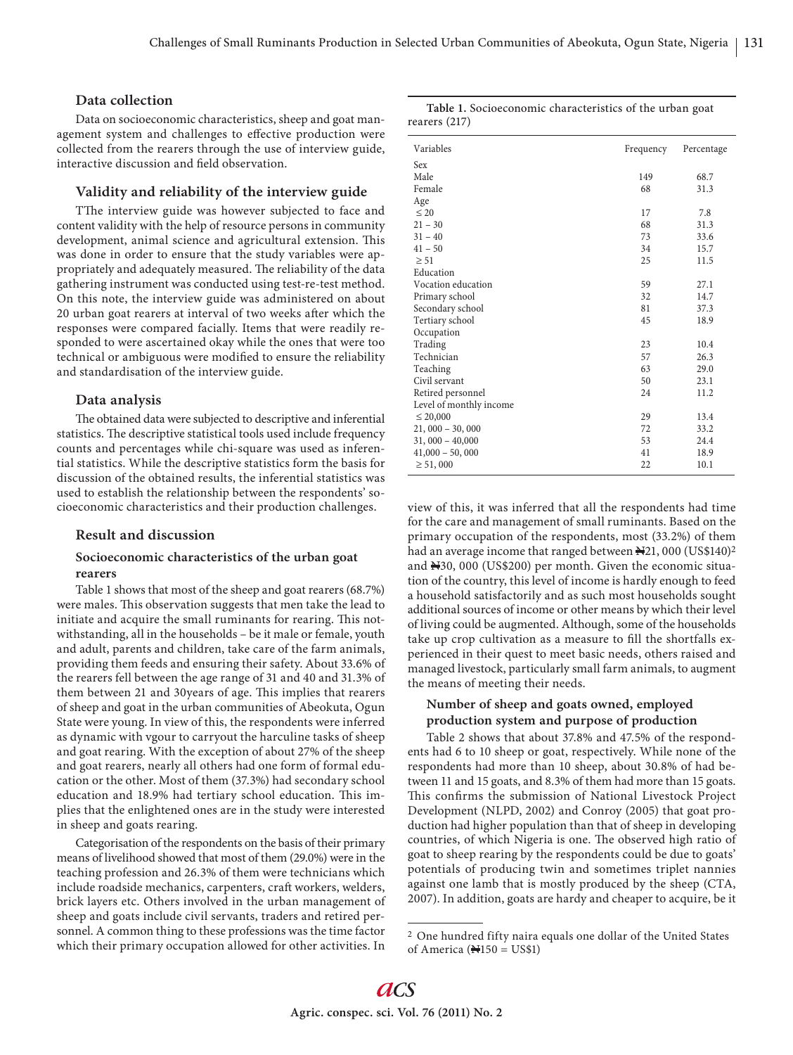### Data collection

Data on socioeconomic characteristics, sheep and goat management system and challenges to effective production were collected from the rearers through the use of interview guide, interactive discussion and field observation.

### Validity and reliability of the interview guide

TThe interview guide was however subjected to face and content validity with the help of resource persons in community development, animal science and agricultural extension. This was done in order to ensure that the study variables were appropriately and adequately measured. The reliability of the data gathering instrument was conducted using test-re-test method. On this note, the interview guide was administered on about 20 urban goat rearers at interval of two weeks after which the responses were compared facially. Items that were readily responded to were ascertained okay while the ones that were too technical or ambiguous were modified to ensure the reliability and standardisation of the interview guide.

### Data analysis

The obtained data were subjected to descriptive and inferential statistics. The descriptive statistical tools used include frequency counts and percentages while chi-square was used as inferential statistics. While the descriptive statistics form the basis for discussion of the obtained results, the inferential statistics was used to establish the relationship between the respondents' socioeconomic characteristics and their production challenges.

## Result and discussion

### Socioeconomic characteristics of the urban goat rearers

Table 1 shows that most of the sheep and goat rearers (68.7%) were males. This observation suggests that men take the lead to initiate and acquire the small ruminants for rearing. This notwithstanding, all in the households – be it male or female, youth and adult, parents and children, take care of the farm animals, providing them feeds and ensuring their safety. About 33.6% of the rearers fell between the age range of 31 and 40 and 31.3% of them between 21 and 30years of age. This implies that rearers of sheep and goat in the urban communities of Abeokuta, Ogun State were young. In view of this, the respondents were inferred as dynamic with vgour to carryout the harculine tasks of sheep and goat rearing. With the exception of about 27% of the sheep and goat rearers, nearly all others had one form of formal education or the other. Most of them (37.3%) had secondary school education and 18.9% had tertiary school education. This implies that the enlightened ones are in the study were interested in sheep and goats rearing.

Categorisation of the respondents on the basis of their primary means of livelihood showed that most of them (29.0%) were in the teaching profession and 26.3% of them were technicians which include roadside mechanics, carpenters, craft workers, welders, brick layers etc. Others involved in the urban management of sheep and goats include civil servants, traders and retired personnel. A common thing to these professions was the time factor which their primary occupation allowed for other activities. In view of this, it was inferred that all the respondents had time for the care and management of small ruminants. Based on the primary occupation of the respondents, most (33.2%) of them had an average income that ranged between ₦21, 000 (US$140)[2] and ₦30, 000 (US$200) per month. Given the economic situation of the country, this level of income is hardly enough to feed a household satisfactorily and as such most households sought additional sources of income or other means by which their level of living could be augmented. Although, some of the households take up crop cultivation as a measure to fill the shortfalls experienced in their quest to meet basic needs, others raised and managed livestock, particularly small farm animals, to augment the means of meeting their needs.

**Table 1.** Socioeconomic characteristics of the urban goat rearers (217)

| Variables | Frequency | Percentage |
|---|---|---|
| Sex | | |
| Male | 149 | 68.7 |
| Female | 68 | 31.3 |
| Age | | |
| ≤ 20 | 17 | 7.8 |
| 21 – 30 | 68 | 31.3 |
| 31 – 40 | 73 | 33.6 |
| 41 – 50 | 34 | 15.7 |
| ≥ 51 | 25 | 11.5 |
| Education | | |
| Vocation education | 59 | 27.1 |
| Primary school | 32 | 14.7 |
| Secondary school | 81 | 37.3 |
| Tertiary school | 45 | 18.9 |
| Occupation | | |
| Trading | 23 | 10.4 |
| Technician | 57 | 26.3 |
| Teaching | 63 | 29.0 |
| Civil servant | 50 | 23.1 |
| Retired personnel | 24 | 11.2 |
| Level of monthly income | | |
| ≤ 20,000 | 29 | 13.4 |
| 21, 000 – 30, 000 | 72 | 33.2 |
| 31, 000 – 40,000 | 53 | 24.4 |
| 41,000 – 50, 000 | 41 | 18.9 |
| ≥ 51, 000 | 22 | 10.1 |

### Number of sheep and goats owned, employed production system and purpose of production

Table 2 shows that about 37.8% and 47.5% of the respondents had 6 to 10 sheep or goat, respectively. While none of the respondents had more than 10 sheep, about 30.8% of had between 11 and 15 goats, and 8.3% of them had more than 15 goats. This confirms the submission of National Livestock Project Development (NLPD, 2002) and Conroy (2005) that goat production had higher population than that of sheep in developing countries, of which Nigeria is one. The observed high ratio of goat to sheep rearing by the respondents could be due to goats' potentials of producing twin and sometimes triplet nannies against one lamb that is mostly produced by the sheep (CTA, 2007). In addition, goats are hardy and cheaper to acquire, be it

[2] One hundred fifty naira equals one dollar of the United States of America (₦150 = US$1)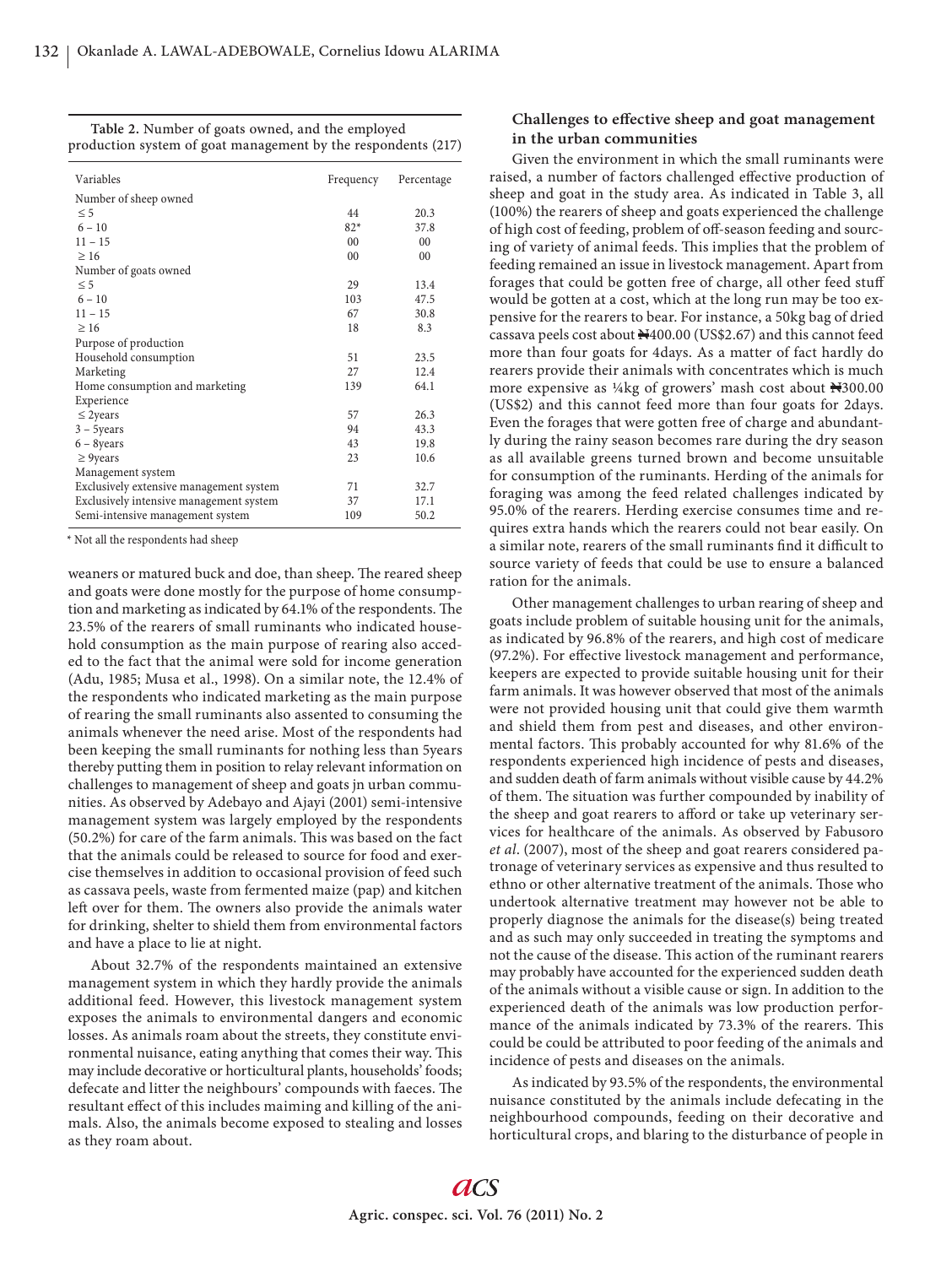**Table 2.** Number of goats owned, and the employed production system of goat management by the respondents (217)

| Variables | Frequency | Percentage |
|---|---|---|
| Number of sheep owned | | |
| ≤ 5 | 44 | 20.3 |
| 6 – 10 | 82* | 37.8 |
| 11 – 15 | 00 | 00 |
| ≥ 16 | 00 | 00 |
| Number of goats owned | | |
| ≤ 5 | 29 | 13.4 |
| 6 – 10 | 103 | 47.5 |
| 11 – 15 | 67 | 30.8 |
| ≥ 16 | 18 | 8.3 |
| Purpose of production | | |
| Household consumption | 51 | 23.5 |
| Marketing | 27 | 12.4 |
| Home consumption and marketing | 139 | 64.1 |
| Experience | | |
| ≤ 2years | 57 | 26.3 |
| 3 – 5years | 94 | 43.3 |
| 6 – 8years | 43 | 19.8 |
| ≥ 9years | 23 | 10.6 |
| Management system | | |
| Exclusively extensive management system | 71 | 32.7 |
| Exclusively intensive management system | 37 | 17.1 |
| Semi-intensive management system | 109 | 50.2 |

* Not all the respondents had sheep

weaners or matured buck and doe, than sheep. The reared sheep and goats were done mostly for the purpose of home consumption and marketing as indicated by 64.1% of the respondents. The 23.5% of the rearers of small ruminants who indicated household consumption as the main purpose of rearing also acceded to the fact that the animal were sold for income generation (Adu, 1985; Musa et al., 1998). On a similar note, the 12.4% of the respondents who indicated marketing as the main purpose of rearing the small ruminants also assented to consuming the animals whenever the need arise. Most of the respondents had been keeping the small ruminants for nothing less than 5years thereby putting them in position to relay relevant information on challenges to management of sheep and goats jn urban communities. As observed by Adebayo and Ajayi (2001) semi-intensive management system was largely employed by the respondents (50.2%) for care of the farm animals. This was based on the fact that the animals could be released to source for food and exercise themselves in addition to occasional provision of feed such as cassava peels, waste from fermented maize (pap) and kitchen left over for them. The owners also provide the animals water for drinking, shelter to shield them from environmental factors and have a place to lie at night.

About 32.7% of the respondents maintained an extensive management system in which they hardly provide the animals additional feed. However, this livestock management system exposes the animals to environmental dangers and economic losses. As animals roam about the streets, they constitute environmental nuisance, eating anything that comes their way. This may include decorative or horticultural plants, households' foods; defecate and litter the neighbours' compounds with faeces. The resultant effect of this includes maiming and killing of the animals. Also, the animals become exposed to stealing and losses as they roam about.

### Challenges to effective sheep and goat management in the urban communities

Given the environment in which the small ruminants were raised, a number of factors challenged effective production of sheep and goat in the study area. As indicated in Table 3, all (100%) the rearers of sheep and goats experienced the challenge of high cost of feeding, problem of off-season feeding and sourcing of variety of animal feeds. This implies that the problem of feeding remained an issue in livestock management. Apart from forages that could be gotten free of charge, all other feed stuff would be gotten at a cost, which at the long run may be too expensive for the rearers to bear. For instance, a 50kg bag of dried cassava peels cost about ₦400.00 (US$2.67) and this cannot feed more than four goats for 4days. As a matter of fact hardly do rearers provide their animals with concentrates which is much more expensive as ¼kg of growers' mash cost about ₦300.00 (US$2) and this cannot feed more than four goats for 2days. Even the forages that were gotten free of charge and abundantly during the rainy season becomes rare during the dry season as all available greens turned brown and become unsuitable for consumption of the ruminants. Herding of the animals for foraging was among the feed related challenges indicated by 95.0% of the rearers. Herding exercise consumes time and requires extra hands which the rearers could not bear easily. On a similar note, rearers of the small ruminants find it difficult to source variety of feeds that could be use to ensure a balanced ration for the animals.

Other management challenges to urban rearing of sheep and goats include problem of suitable housing unit for the animals, as indicated by 96.8% of the rearers, and high cost of medicare (97.2%). For effective livestock management and performance, keepers are expected to provide suitable housing unit for their farm animals. It was however observed that most of the animals were not provided housing unit that could give them warmth and shield them from pest and diseases, and other environmental factors. This probably accounted for why 81.6% of the respondents experienced high incidence of pests and diseases, and sudden death of farm animals without visible cause by 44.2% of them. The situation was further compounded by inability of the sheep and goat rearers to afford or take up veterinary services for healthcare of the animals. As observed by Fabusoro *et al*. (2007), most of the sheep and goat rearers considered patronage of veterinary services as expensive and thus resulted to ethno or other alternative treatment of the animals. Those who undertook alternative treatment may however not be able to properly diagnose the animals for the disease(s) being treated and as such may only succeeded in treating the symptoms and not the cause of the disease. This action of the ruminant rearers may probably have accounted for the experienced sudden death of the animals without a visible cause or sign. In addition to the experienced death of the animals was low production performance of the animals indicated by 73.3% of the rearers. This could be could be attributed to poor feeding of the animals and incidence of pests and diseases on the animals.

As indicated by 93.5% of the respondents, the environmental nuisance constituted by the animals include defecating in the neighbourhood compounds, feeding on their decorative and horticultural crops, and blaring to the disturbance of people in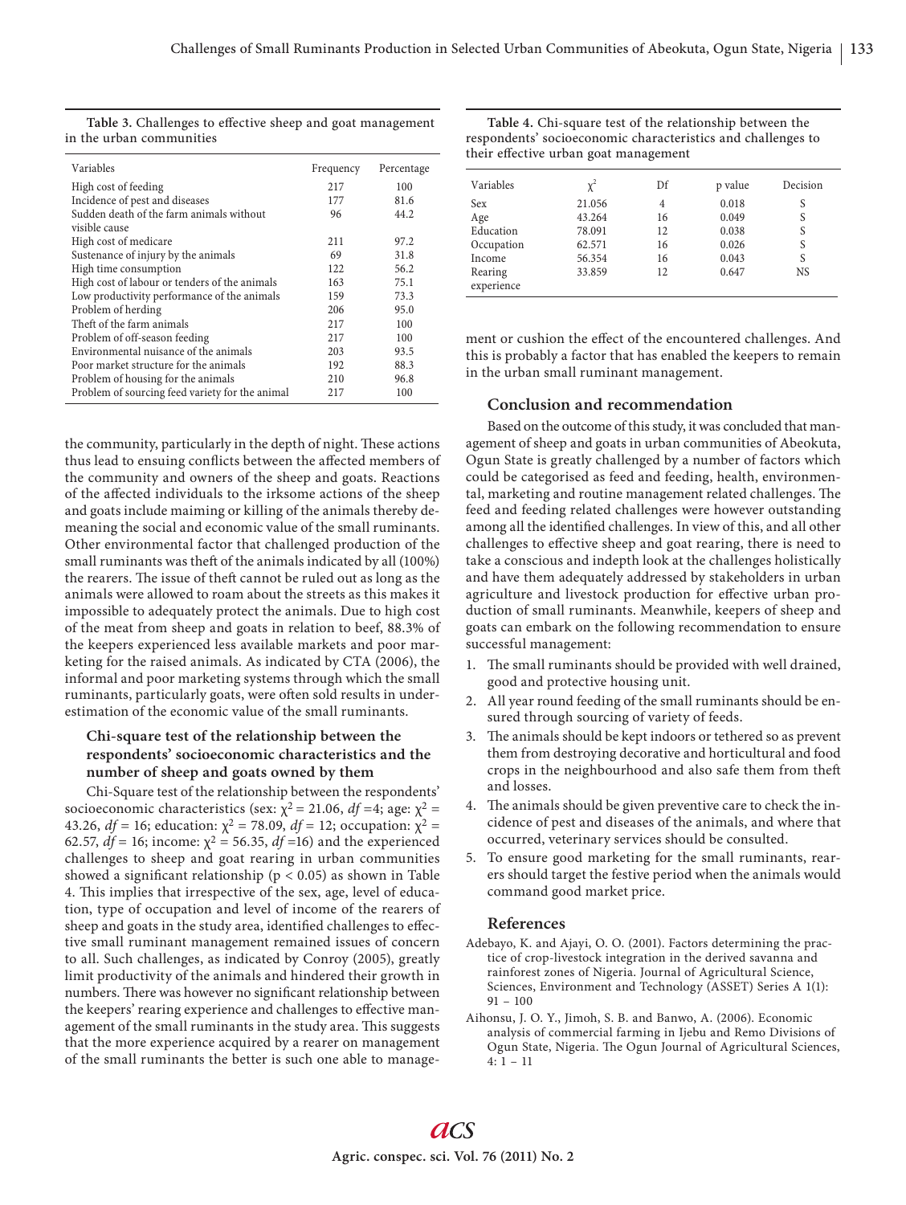**Table 3.** Challenges to effective sheep and goat management in the urban communities

| Variables | Frequency | Percentage |
|---|---|---|
| High cost of feeding | 217 | 100 |
| Incidence of pest and diseases | 177 | 81.6 |
| Sudden death of the farm animals without visible cause | 96 | 44.2 |
| High cost of medicare | 211 | 97.2 |
| Sustenance of injury by the animals | 69 | 31.8 |
| High time consumption | 122 | 56.2 |
| High cost of labour or tenders of the animals | 163 | 75.1 |
| Low productivity performance of the animals | 159 | 73.3 |
| Problem of herding | 206 | 95.0 |
| Theft of the farm animals | 217 | 100 |
| Problem of off-season feeding | 217 | 100 |
| Environmental nuisance of the animals | 203 | 93.5 |
| Poor market structure for the animals | 192 | 88.3 |
| Problem of housing for the animals | 210 | 96.8 |
| Problem of sourcing feed variety for the animal | 217 | 100 |

the community, particularly in the depth of night. These actions thus lead to ensuing conflicts between the affected members of the community and owners of the sheep and goats. Reactions of the affected individuals to the irksome actions of the sheep and goats include maiming or killing of the animals thereby demeaning the social and economic value of the small ruminants. Other environmental factor that challenged production of the small ruminants was theft of the animals indicated by all (100%) the rearers. The issue of theft cannot be ruled out as long as the animals were allowed to roam about the streets as this makes it impossible to adequately protect the animals. Due to high cost of the meat from sheep and goats in relation to beef, 88.3% of the keepers experienced less available markets and poor marketing for the raised animals. As indicated by CTA (2006), the informal and poor marketing systems through which the small ruminants, particularly goats, were often sold results in underestimation of the economic value of the small ruminants.

### Chi-square test of the relationship between the respondents' socioeconomic characteristics and the number of sheep and goats owned by them

Chi-Square test of the relationship between the respondents' socioeconomic characteristics (sex: $\chi^2 = 21.06$, $df = 4$; age: $\chi^2 = 43.26$, $df = 16$; education: $\chi^2 = 78.09$, $df = 12$; occupation: $\chi^2 = 62.57$, $df = 16$; income: $\chi^2 = 56.35$, $df = 16$) and the experienced challenges to sheep and goat rearing in urban communities showed a significant relationship ($p < 0.05$) as shown in Table 4. This implies that irrespective of the sex, age, level of education, type of occupation and level of income of the rearers of sheep and goats in the study area, identified challenges to effective small ruminant management remained issues of concern to all. Such challenges, as indicated by Conroy (2005), greatly limit productivity of the animals and hindered their growth in numbers. There was however no significant relationship between the keepers' rearing experience and challenges to effective management of the small ruminants in the study area. This suggests that the more experience acquired by a rearer on management of the small ruminants the better is such one able to management or cushion the effect of the encountered challenges. And this is probably a factor that has enabled the keepers to remain in the urban small ruminant management.

**Table 4.** Chi-square test of the relationship between the respondents' socioeconomic characteristics and challenges to their effective urban goat management

| Variables | $\chi^2$ | Df | p value | Decision |
|---|---|---|---|---|
| Sex | 21.056 | 4 | 0.018 | S |
| Age | 43.264 | 16 | 0.049 | S |
| Education | 78.091 | 12 | 0.038 | S |
| Occupation | 62.571 | 16 | 0.026 | S |
| Income | 56.354 | 16 | 0.043 | S |
| Rearing experience | 33.859 | 12 | 0.647 | NS |

## Conclusion and recommendation

Based on the outcome of this study, it was concluded that management of sheep and goats in urban communities of Abeokuta, Ogun State is greatly challenged by a number of factors which could be categorised as feed and feeding, health, environmental, marketing and routine management related challenges. The feed and feeding related challenges were however outstanding among all the identified challenges. In view of this, and all other challenges to effective sheep and goat rearing, there is need to take a conscious and indepth look at the challenges holistically and have them adequately addressed by stakeholders in urban agriculture and livestock production for effective urban production of small ruminants. Meanwhile, keepers of sheep and goats can embark on the following recommendation to ensure successful management:

1. The small ruminants should be provided with well drained, good and protective housing unit.
2. All year round feeding of the small ruminants should be ensured through sourcing of variety of feeds.
3. The animals should be kept indoors or tethered so as prevent them from destroying decorative and horticultural and food crops in the neighbourhood and also safe them from theft and losses.
4. The animals should be given preventive care to check the incidence of pest and diseases of the animals, and where that occurred, veterinary services should be consulted.
5. To ensure good marketing for the small ruminants, rearers should target the festive period when the animals would command good market price.

## References

Adebayo, K. and Ajayi, O. O. (2001). Factors determining the practice of crop-livestock integration in the derived savanna and rainforest zones of Nigeria. Journal of Agricultural Science, Sciences, Environment and Technology (ASSET) Series A 1(1): 91 – 100

Aihonsu, J. O. Y., Jimoh, S. B. and Banwo, A. (2006). Economic analysis of commercial farming in Ijebu and Remo Divisions of Ogun State, Nigeria. The Ogun Journal of Agricultural Sciences, 4: 1 – 11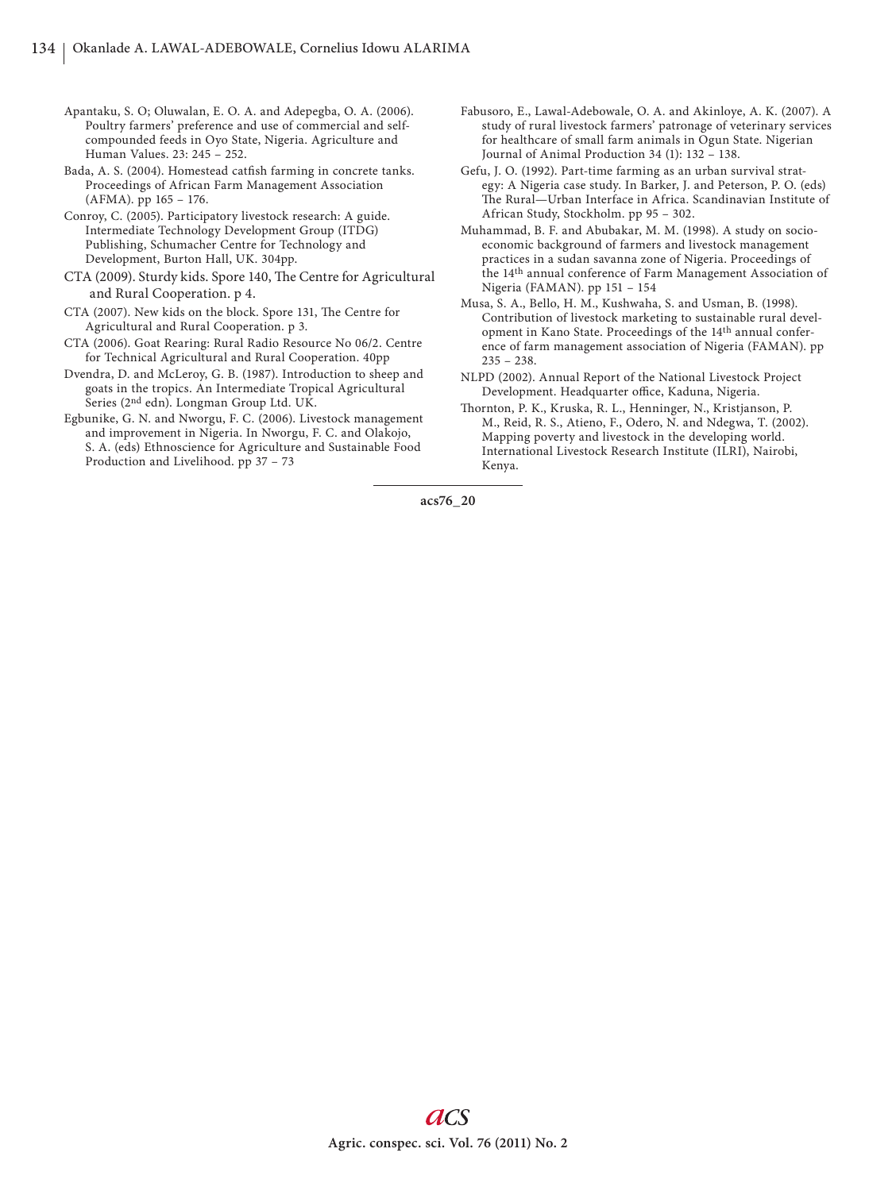Apantaku, S. O; Oluwalan, E. O. A. and Adepegba, O. A. (2006). Poultry farmers' preference and use of commercial and self-compounded feeds in Oyo State, Nigeria. Agriculture and Human Values. 23: 245 – 252.

Bada, A. S. (2004). Homestead catfish farming in concrete tanks. Proceedings of African Farm Management Association (AFMA). pp 165 – 176.

Conroy, C. (2005). Participatory livestock research: A guide. Intermediate Technology Development Group (ITDG) Publishing, Schumacher Centre for Technology and Development, Burton Hall, UK. 304pp.

CTA (2009). Sturdy kids. Spore 140, The Centre for Agricultural and Rural Cooperation. p 4.

CTA (2007). New kids on the block. Spore 131, The Centre for Agricultural and Rural Cooperation. p 3.

CTA (2006). Goat Rearing: Rural Radio Resource No 06/2. Centre for Technical Agricultural and Rural Cooperation. 40pp

Dvendra, D. and McLeroy, G. B. (1987). Introduction to sheep and goats in the tropics. An Intermediate Tropical Agricultural Series (2nd edn). Longman Group Ltd. UK.

Egbunike, G. N. and Nworgu, F. C. (2006). Livestock management and improvement in Nigeria. In Nworgu, F. C. and Olakojo, S. A. (eds) Ethnoscience for Agriculture and Sustainable Food Production and Livelihood. pp 37 – 73

Fabusoro, E., Lawal-Adebowale, O. A. and Akinloye, A. K. (2007). A study of rural livestock farmers' patronage of veterinary services for healthcare of small farm animals in Ogun State. Nigerian Journal of Animal Production 34 (1): 132 – 138.

Gefu, J. O. (1992). Part-time farming as an urban survival strategy: A Nigeria case study. In Barker, J. and Peterson, P. O. (eds) The Rural—Urban Interface in Africa. Scandinavian Institute of African Study, Stockholm. pp 95 – 302.

Muhammad, B. F. and Abubakar, M. M. (1998). A study on socio-economic background of farmers and livestock management practices in a sudan savanna zone of Nigeria. Proceedings of the 14th annual conference of Farm Management Association of Nigeria (FAMAN). pp 151 – 154

Musa, S. A., Bello, H. M., Kushwaha, S. and Usman, B. (1998). Contribution of livestock marketing to sustainable rural development in Kano State. Proceedings of the 14th annual conference of farm management association of Nigeria (FAMAN). pp 235 – 238.

NLPD (2002). Annual Report of the National Livestock Project Development. Headquarter office, Kaduna, Nigeria.

Thornton, P. K., Kruska, R. L., Henninger, N., Kristjanson, P. M., Reid, R. S., Atieno, F., Odero, N. and Ndegwa, T. (2002). Mapping poverty and livestock in the developing world. International Livestock Research Institute (ILRI), Nairobi, Kenya.

**acs76_20**